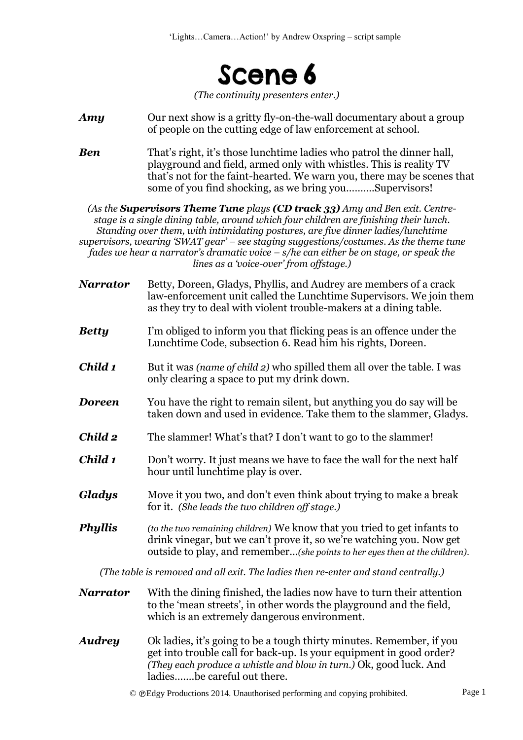# Scene 6

*(The continuity presenters enter.)*

***Amy*** Our next show is a gritty fly-on-the-wall documentary about a group of people on the cutting edge of law enforcement at school.

***Ben*** That's right, it's those lunchtime ladies who patrol the dinner hall, playground and field, armed only with whistles. This is reality TV that's not for the faint-hearted. We warn you, there may be scenes that some of you find shocking, as we bring you..........Supervisors!

*(As the **Supervisors Theme Tune** plays **(CD track 33)** Amy and Ben exit. Centre-stage is a single dining table, around which four children are finishing their lunch. Standing over them, with intimidating postures, are five dinner ladies/lunchtime supervisors, wearing 'SWAT gear' – see staging suggestions/costumes. As the theme tune fades we hear a narrator's dramatic voice – s/he can either be on stage, or speak the lines as a 'voice-over' from offstage.)*

***Narrator*** Betty, Doreen, Gladys, Phyllis, and Audrey are members of a crack law-enforcement unit called the Lunchtime Supervisors. We join them as they try to deal with violent trouble-makers at a dining table.

***Betty*** I'm obliged to inform you that flicking peas is an offence under the Lunchtime Code, subsection 6. Read him his rights, Doreen.

***Child 1*** But it was *(name of child 2)* who spilled them all over the table. I was only clearing a space to put my drink down.

***Doreen*** You have the right to remain silent, but anything you do say will be taken down and used in evidence. Take them to the slammer, Gladys.

***Child 2*** The slammer! What's that? I don't want to go to the slammer!

***Child 1*** Don't worry. It just means we have to face the wall for the next half hour until lunchtime play is over.

***Gladys*** Move it you two, and don't even think about trying to make a break for it. *(She leads the two children off stage.)*

***Phyllis*** *(to the two remaining children)* We know that you tried to get infants to drink vinegar, but we can't prove it, so we're watching you. Now get outside to play, and remember...*(she points to her eyes then at the children).*

*(The table is removed and all exit. The ladies then re-enter and stand centrally.)*

***Narrator*** With the dining finished, the ladies now have to turn their attention to the 'mean streets', in other words the playground and the field, which is an extremely dangerous environment.

***Audrey*** Ok ladies, it's going to be a tough thirty minutes. Remember, if you get into trouble call for back-up. Is your equipment in good order? *(They each produce a whistle and blow in turn.)* Ok, good luck. And ladies.......be careful out there.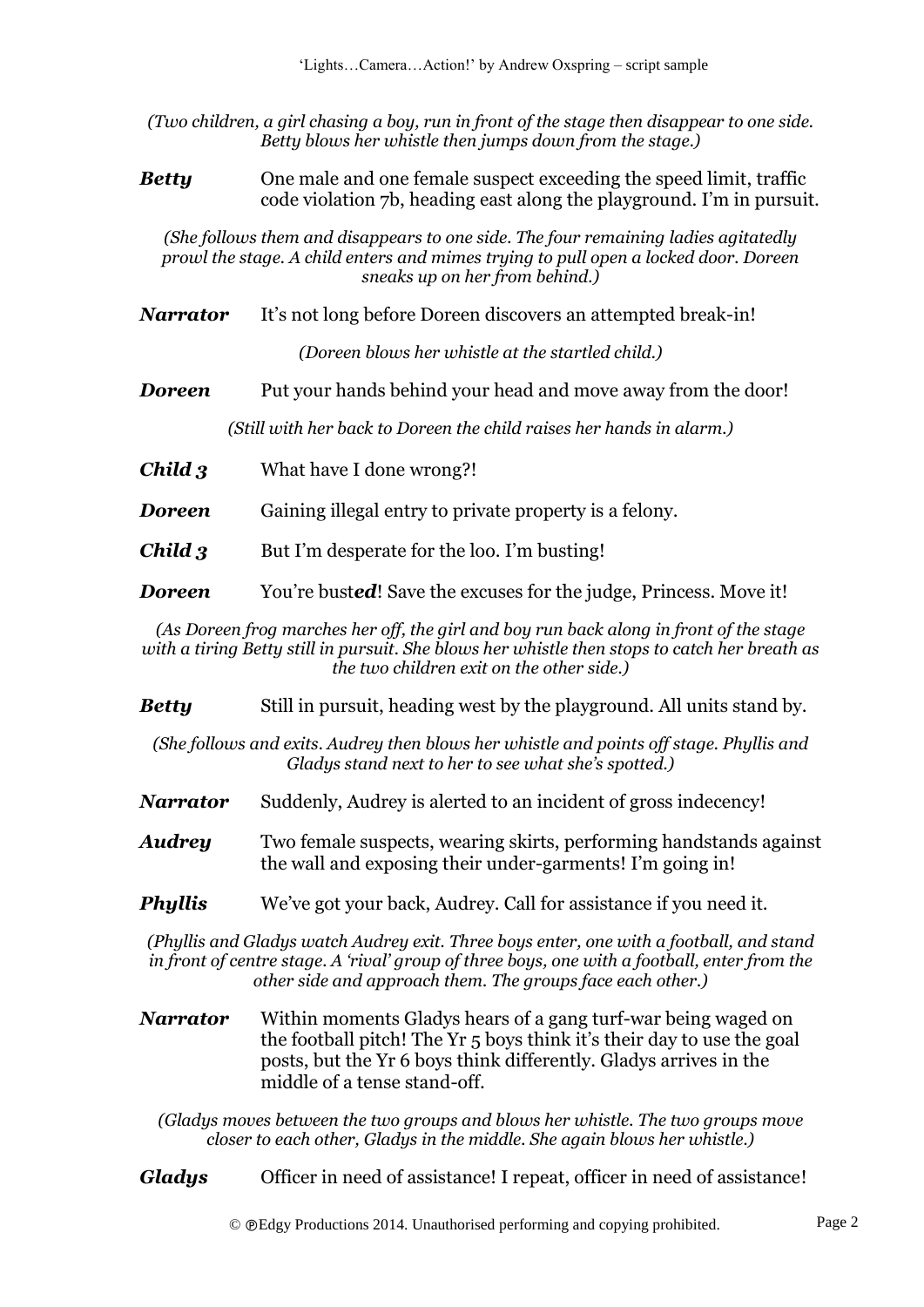*(Two children, a girl chasing a boy, run in front of the stage then disappear to one side. Betty blows her whistle then jumps down from the stage.)*

**Betty** One male and one female suspect exceeding the speed limit, traffic code violation 7b, heading east along the playground. I'm in pursuit.

*(She follows them and disappears to one side. The four remaining ladies agitatedly prowl the stage. A child enters and mimes trying to pull open a locked door. Doreen sneaks up on her from behind.)*

**Narrator** It's not long before Doreen discovers an attempted break-in!

*(Doreen blows her whistle at the startled child.)*

**Doreen** Put your hands behind your head and move away from the door!

*(Still with her back to Doreen the child raises her hands in alarm.)*

**Child 3** What have I done wrong?!

**Doreen** Gaining illegal entry to private property is a felony.

**Child 3** But I'm desperate for the loo. I'm busting!

**Doreen** You're bust***ed***! Save the excuses for the judge, Princess. Move it!

*(As Doreen frog marches her off, the girl and boy run back along in front of the stage with a tiring Betty still in pursuit. She blows her whistle then stops to catch her breath as the two children exit on the other side.)*

**Betty** Still in pursuit, heading west by the playground. All units stand by.

*(She follows and exits. Audrey then blows her whistle and points off stage. Phyllis and Gladys stand next to her to see what she's spotted.)*

**Narrator** Suddenly, Audrey is alerted to an incident of gross indecency!

**Audrey** Two female suspects, wearing skirts, performing handstands against the wall and exposing their under-garments! I'm going in!

**Phyllis** We've got your back, Audrey. Call for assistance if you need it.

*(Phyllis and Gladys watch Audrey exit. Three boys enter, one with a football, and stand in front of centre stage. A 'rival' group of three boys, one with a football, enter from the other side and approach them. The groups face each other.)*

**Narrator** Within moments Gladys hears of a gang turf-war being waged on the football pitch! The Yr 5 boys think it's their day to use the goal posts, but the Yr 6 boys think differently. Gladys arrives in the middle of a tense stand-off.

*(Gladys moves between the two groups and blows her whistle. The two groups move closer to each other, Gladys in the middle. She again blows her whistle.)*

**Gladys** Officer in need of assistance! I repeat, officer in need of assistance!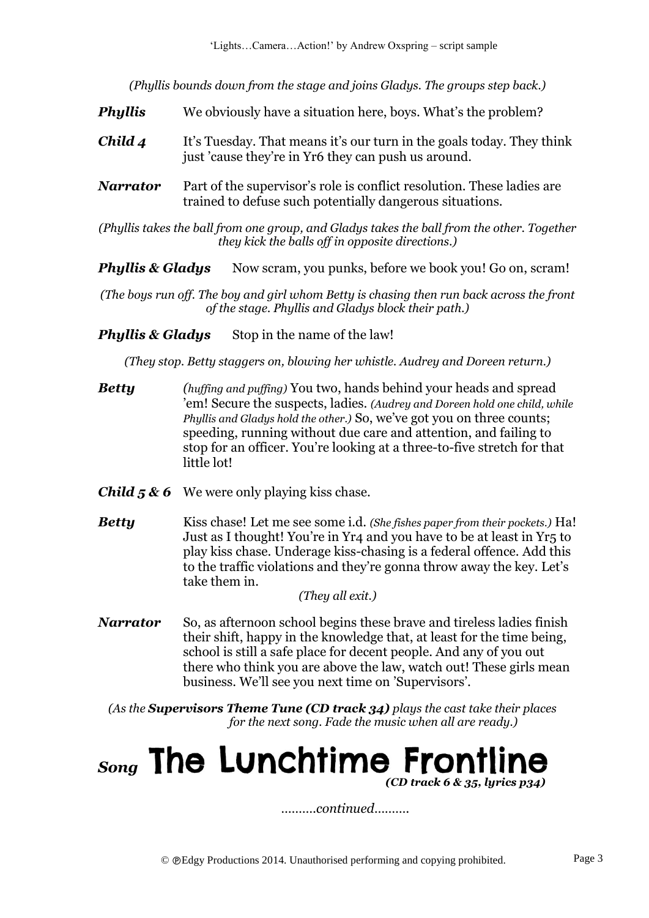*(Phyllis bounds down from the stage and joins Gladys. The groups step back.)*

***Phyllis*** We obviously have a situation here, boys. What's the problem?

***Child 4*** It's Tuesday. That means it's our turn in the goals today. They think just 'cause they're in Yr6 they can push us around.

***Narrator*** Part of the supervisor's role is conflict resolution. These ladies are trained to defuse such potentially dangerous situations.

*(Phyllis takes the ball from one group, and Gladys takes the ball from the other. Together they kick the balls off in opposite directions.)*

***Phyllis & Gladys*** Now scram, you punks, before we book you! Go on, scram!

*(The boys run off. The boy and girl whom Betty is chasing then run back across the front of the stage. Phyllis and Gladys block their path.)*

***Phyllis & Gladys*** Stop in the name of the law!

*(They stop. Betty staggers on, blowing her whistle. Audrey and Doreen return.)*

***Betty*** *(huffing and puffing)* You two, hands behind your heads and spread 'em! Secure the suspects, ladies. *(Audrey and Doreen hold one child, while Phyllis and Gladys hold the other.)* So, we've got you on three counts; speeding, running without due care and attention, and failing to stop for an officer. You're looking at a three-to-five stretch for that little lot!

***Child 5 & 6*** We were only playing kiss chase.

***Betty*** Kiss chase! Let me see some i.d. *(She fishes paper from their pockets.)* Ha! Just as I thought! You're in Yr4 and you have to be at least in Yr5 to play kiss chase. Underage kiss-chasing is a federal offence. Add this to the traffic violations and they're gonna throw away the key. Let's take them in.

*(They all exit.)*

***Narrator*** So, as afternoon school begins these brave and tireless ladies finish their shift, happy in the knowledge that, at least for the time being, school is still a safe place for decent people. And any of you out there who think you are above the law, watch out! These girls mean business. We'll see you next time on 'Supervisors'.

*(As the **Supervisors Theme Tune (CD track 34)** plays the cast take their places for the next song. Fade the music when all are ready.)*

## *Song* The Lunchtime Frontline

***(CD track 6 & 35, lyrics p34)***

*..........continued..........*